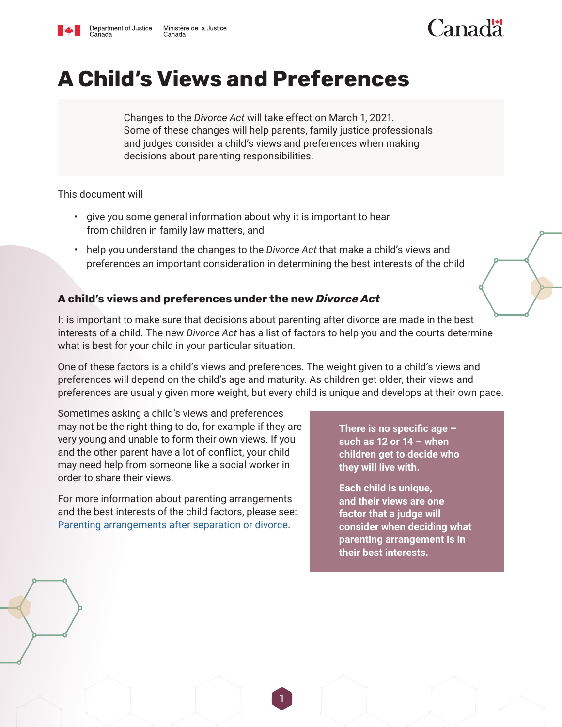# A Child's Views and Preferences

Changes to the *Divorce Act* will take effect on March 1, 2021. Some of these changes will help parents, family justice professionals and judges consider a child's views and preferences when making decisions about parenting responsibilities.

This document will

- give you some general information about why it is important to hear from children in family law matters, and
- help you understand the changes to the *Divorce Act* that make a child's views and preferences an important consideration in determining the best interests of the child

### A child's views and preferences under the new *Divorce Act*

It is important to make sure that decisions about parenting after divorce are made in the best interests of a child. The new *Divorce Act* has a list of factors to help you and the courts determine what is best for your child in your particular situation.

One of these factors is a child's views and preferences. The weight given to a child's views and preferences will depend on the child's age and maturity. As children get older, their views and preferences are usually given more weight, but every child is unique and develops at their own pace.

Sometimes asking a child's views and preferences may not be the right thing to do, for example if they are very young and unable to form their own views. If you and the other parent have a lot of conflict, your child may need help from someone like a social worker in order to share their views.

For more information about parenting arrangements and the best interests of the child factors, please see: [Parenting arrangements after separation or divorce](Parenting arrangements after separation or divorce).

**There is no specific age – such as 12 or 14 – when children get to decide who they will live with.**

**Each child is unique, and their views are one factor that a judge will consider when deciding what parenting arrangement is in their best interests.**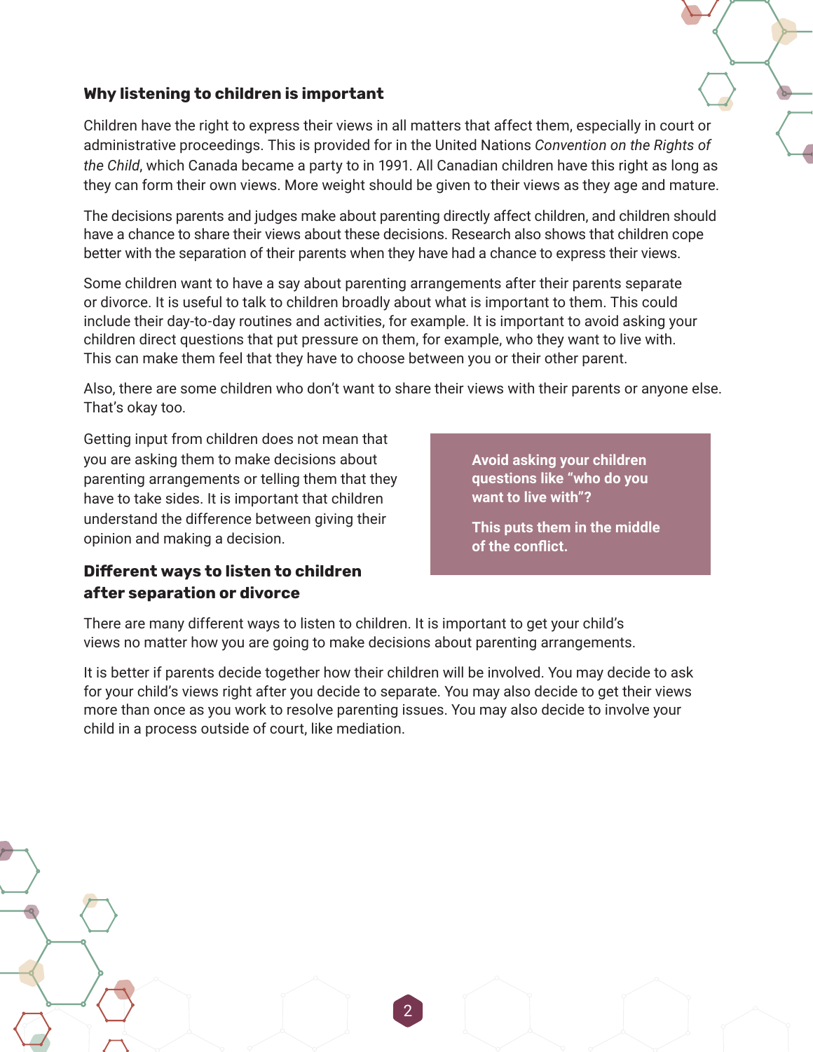## Why listening to children is important

Children have the right to express their views in all matters that affect them, especially in court or administrative proceedings. This is provided for in the United Nations *Convention on the Rights of the Child*, which Canada became a party to in 1991. All Canadian children have this right as long as they can form their own views. More weight should be given to their views as they age and mature.

The decisions parents and judges make about parenting directly affect children, and children should have a chance to share their views about these decisions. Research also shows that children cope better with the separation of their parents when they have had a chance to express their views.

Some children want to have a say about parenting arrangements after their parents separate or divorce. It is useful to talk to children broadly about what is important to them. This could include their day-to-day routines and activities, for example. It is important to avoid asking your children direct questions that put pressure on them, for example, who they want to live with. This can make them feel that they have to choose between you or their other parent.

Also, there are some children who don't want to share their views with their parents or anyone else. That's okay too.

Getting input from children does not mean that you are asking them to make decisions about parenting arrangements or telling them that they have to take sides. It is important that children understand the difference between giving their opinion and making a decision.

> **Avoid asking your children questions like "who do you want to live with"?**
>
> **This puts them in the middle of the conflict.**

## Different ways to listen to children after separation or divorce

There are many different ways to listen to children. It is important to get your child's views no matter how you are going to make decisions about parenting arrangements.

It is better if parents decide together how their children will be involved. You may decide to ask for your child's views right after you decide to separate. You may also decide to get their views more than once as you work to resolve parenting issues. You may also decide to involve your child in a process outside of court, like mediation.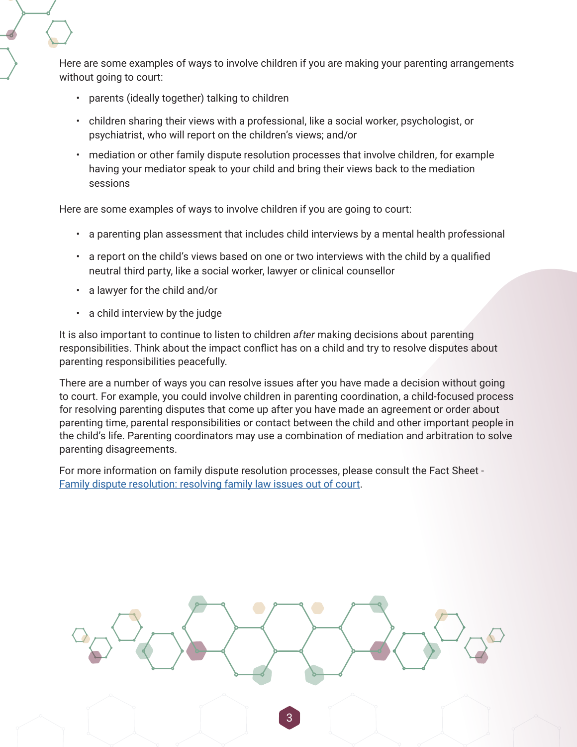Here are some examples of ways to involve children if you are making your parenting arrangements without going to court:

- parents (ideally together) talking to children
- children sharing their views with a professional, like a social worker, psychologist, or psychiatrist, who will report on the children's views; and/or
- mediation or other family dispute resolution processes that involve children, for example having your mediator speak to your child and bring their views back to the mediation sessions

Here are some examples of ways to involve children if you are going to court:

- a parenting plan assessment that includes child interviews by a mental health professional
- a report on the child's views based on one or two interviews with the child by a qualified neutral third party, like a social worker, lawyer or clinical counsellor
- a lawyer for the child and/or
- a child interview by the judge

It is also important to continue to listen to children *after* making decisions about parenting responsibilities. Think about the impact conflict has on a child and try to resolve disputes about parenting responsibilities peacefully.

There are a number of ways you can resolve issues after you have made a decision without going to court. For example, you could involve children in parenting coordination, a child-focused process for resolving parenting disputes that come up after you have made an agreement or order about parenting time, parental responsibilities or contact between the child and other important people in the child's life. Parenting coordinators may use a combination of mediation and arbitration to solve parenting disagreements.

For more information on family dispute resolution processes, please consult the Fact Sheet - Family dispute resolution: resolving family law issues out of court.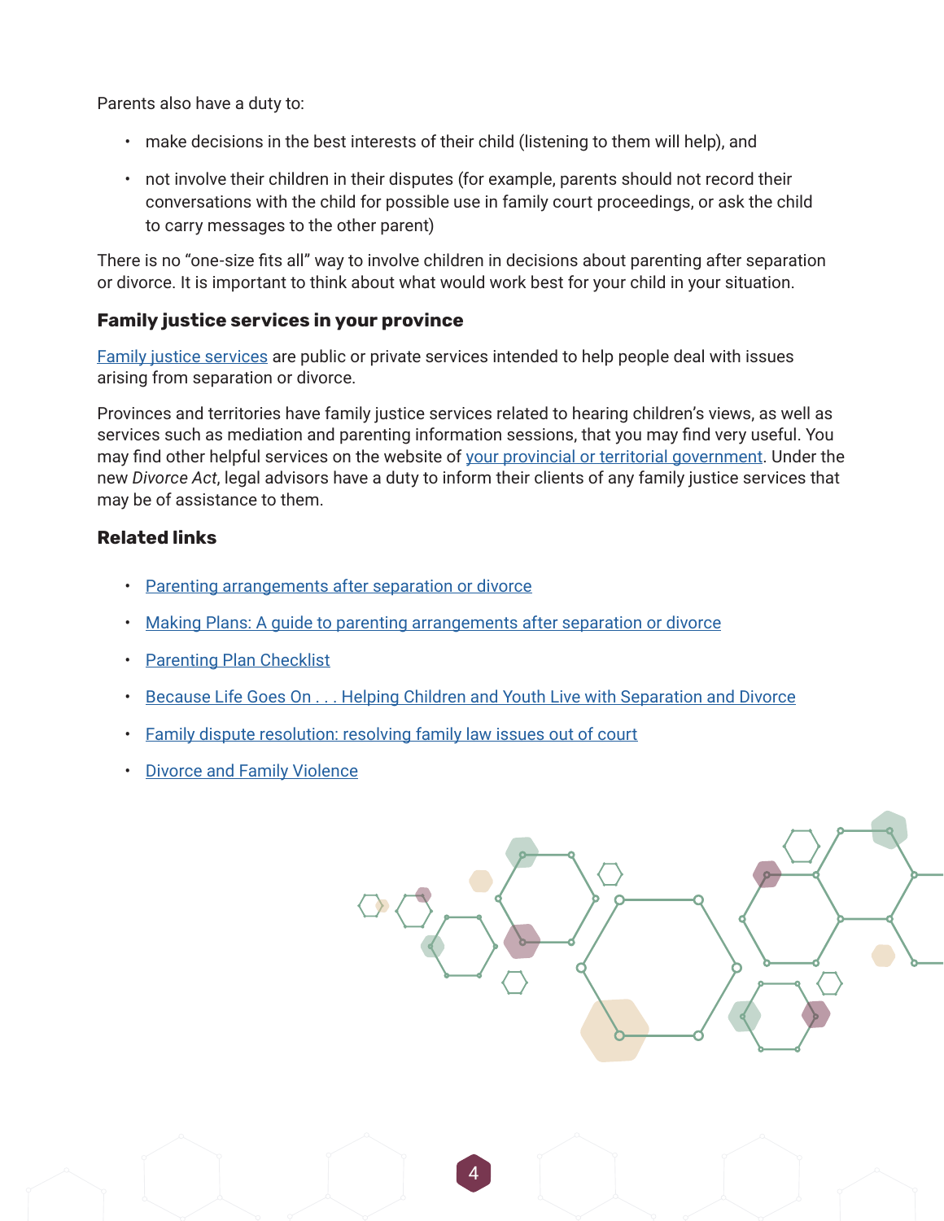Parents also have a duty to:

- make decisions in the best interests of their child (listening to them will help), and
- not involve their children in their disputes (for example, parents should not record their conversations with the child for possible use in family court proceedings, or ask the child to carry messages to the other parent)

There is no "one-size fits all" way to involve children in decisions about parenting after separation or divorce. It is important to think about what would work best for your child in your situation.

### Family justice services in your province

Family justice services are public or private services intended to help people deal with issues arising from separation or divorce.

Provinces and territories have family justice services related to hearing children's views, as well as services such as mediation and parenting information sessions, that you may find very useful. You may find other helpful services on the website of your provincial or territorial government. Under the new *Divorce Act*, legal advisors have a duty to inform their clients of any family justice services that may be of assistance to them.

### Related links

- Parenting arrangements after separation or divorce
- Making Plans: A guide to parenting arrangements after separation or divorce
- Parenting Plan Checklist
- Because Life Goes On . . . Helping Children and Youth Live with Separation and Divorce
- Family dispute resolution: resolving family law issues out of court
- Divorce and Family Violence